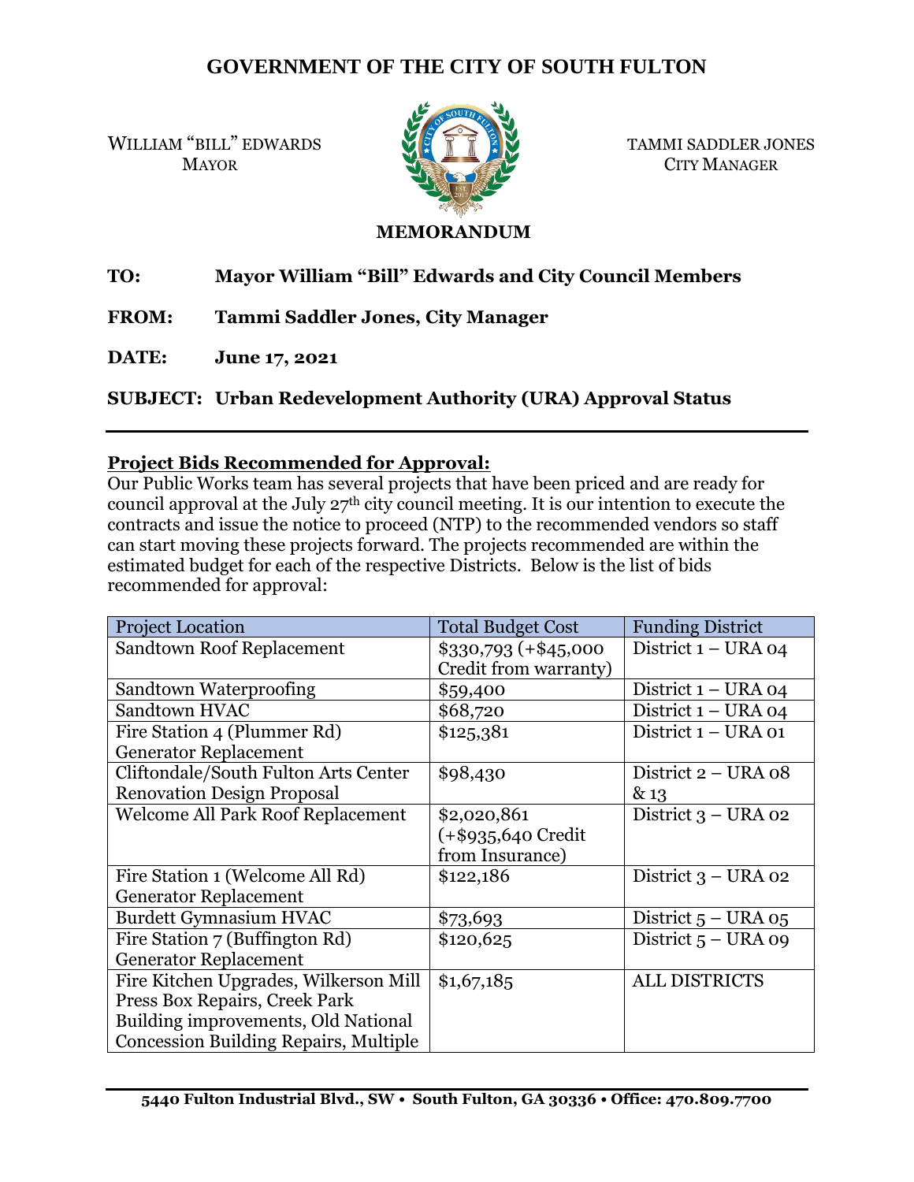# GOVERNMENT OF THE CITY OF SOUTH FULTON

WILLIAM "BILL" EDWARDS
MAYOR

TAMMI SADDLER JONES
CITY MANAGER

**MEMORANDUM**

**TO:** **Mayor William "Bill" Edwards and City Council Members**

**FROM:** **Tammi Saddler Jones, City Manager**

**DATE:** **June 17, 2021**

**SUBJECT:** **Urban Redevelopment Authority (URA) Approval Status**

---

## Project Bids Recommended for Approval:

Our Public Works team has several projects that have been priced and are ready for council approval at the July 27th city council meeting. It is our intention to execute the contracts and issue the notice to proceed (NTP) to the recommended vendors so staff can start moving these projects forward. The projects recommended are within the estimated budget for each of the respective Districts. Below is the list of bids recommended for approval:

| Project Location | Total Budget Cost | Funding District |
|---|---|---|
| Sandtown Roof Replacement | $330,793 (+$45,000 Credit from warranty) | District 1 – URA 04 |
| Sandtown Waterproofing | $59,400 | District 1 – URA 04 |
| Sandtown HVAC | $68,720 | District 1 – URA 04 |
| Fire Station 4 (Plummer Rd) Generator Replacement | $125,381 | District 1 – URA 01 |
| Cliftondale/South Fulton Arts Center Renovation Design Proposal | $98,430 | District 2 – URA 08 & 13 |
| Welcome All Park Roof Replacement | $2,020,861 (+$935,640 Credit from Insurance) | District 3 – URA 02 |
| Fire Station 1 (Welcome All Rd) Generator Replacement | $122,186 | District 3 – URA 02 |
| Burdett Gymnasium HVAC | $73,693 | District 5 – URA 05 |
| Fire Station 7 (Buffington Rd) Generator Replacement | $120,625 | District 5 – URA 09 |
| Fire Kitchen Upgrades, Wilkerson Mill Press Box Repairs, Creek Park Building improvements, Old National Concession Building Repairs, Multiple | $1,67,185 | ALL DISTRICTS |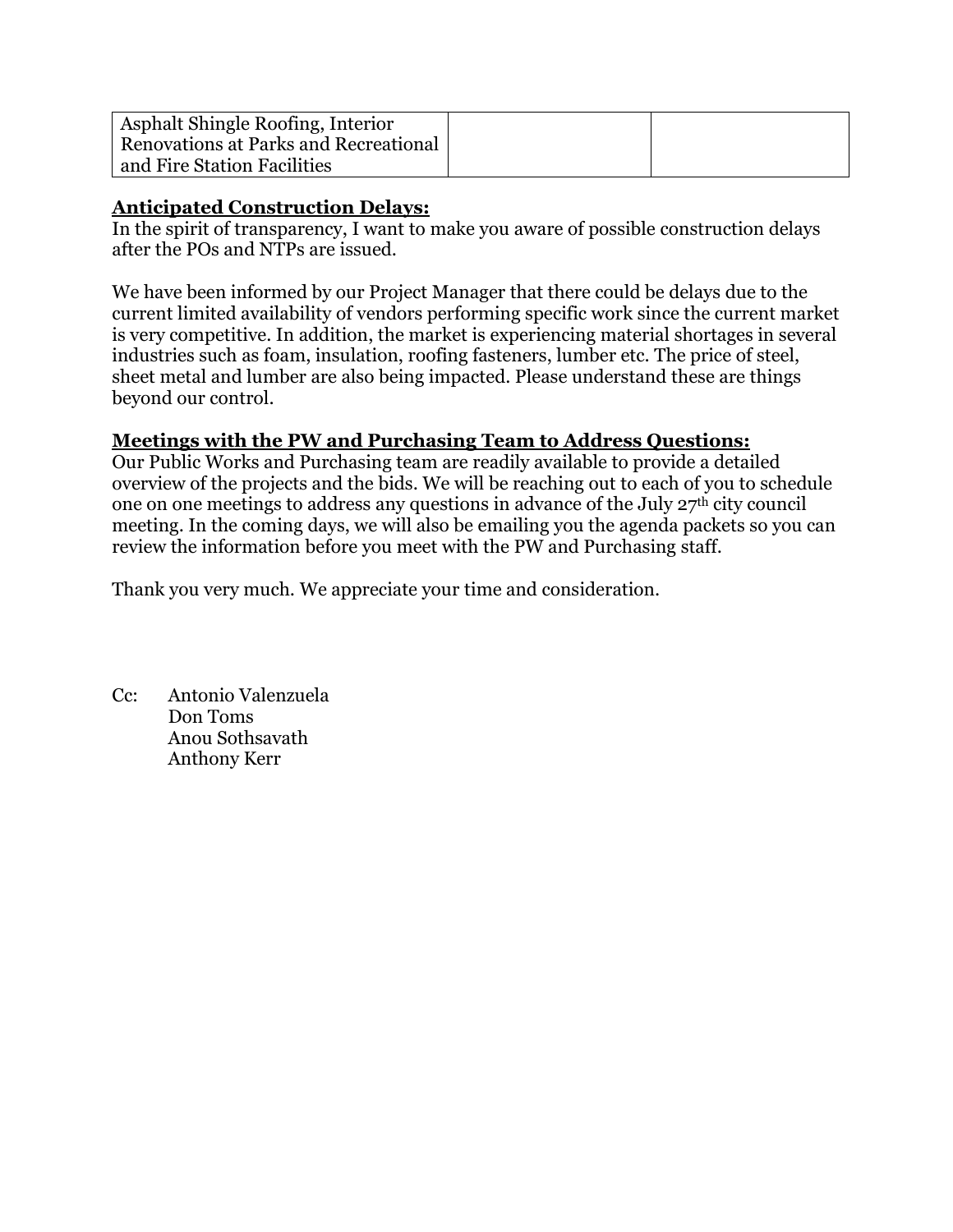| | | |
|---|---|---|
| Asphalt Shingle Roofing, Interior Renovations at Parks and Recreational and Fire Station Facilities | | |

**Anticipated Construction Delays:**

In the spirit of transparency, I want to make you aware of possible construction delays after the POs and NTPs are issued.

We have been informed by our Project Manager that there could be delays due to the current limited availability of vendors performing specific work since the current market is very competitive. In addition, the market is experiencing material shortages in several industries such as foam, insulation, roofing fasteners, lumber etc. The price of steel, sheet metal and lumber are also being impacted. Please understand these are things beyond our control.

**Meetings with the PW and Purchasing Team to Address Questions:**

Our Public Works and Purchasing team are readily available to provide a detailed overview of the projects and the bids. We will be reaching out to each of you to schedule one on one meetings to address any questions in advance of the July 27th city council meeting. In the coming days, we will also be emailing you the agenda packets so you can review the information before you meet with the PW and Purchasing staff.

Thank you very much. We appreciate your time and consideration.

Cc: Antonio Valenzuela
Don Toms
Anou Sothsavath
Anthony Kerr